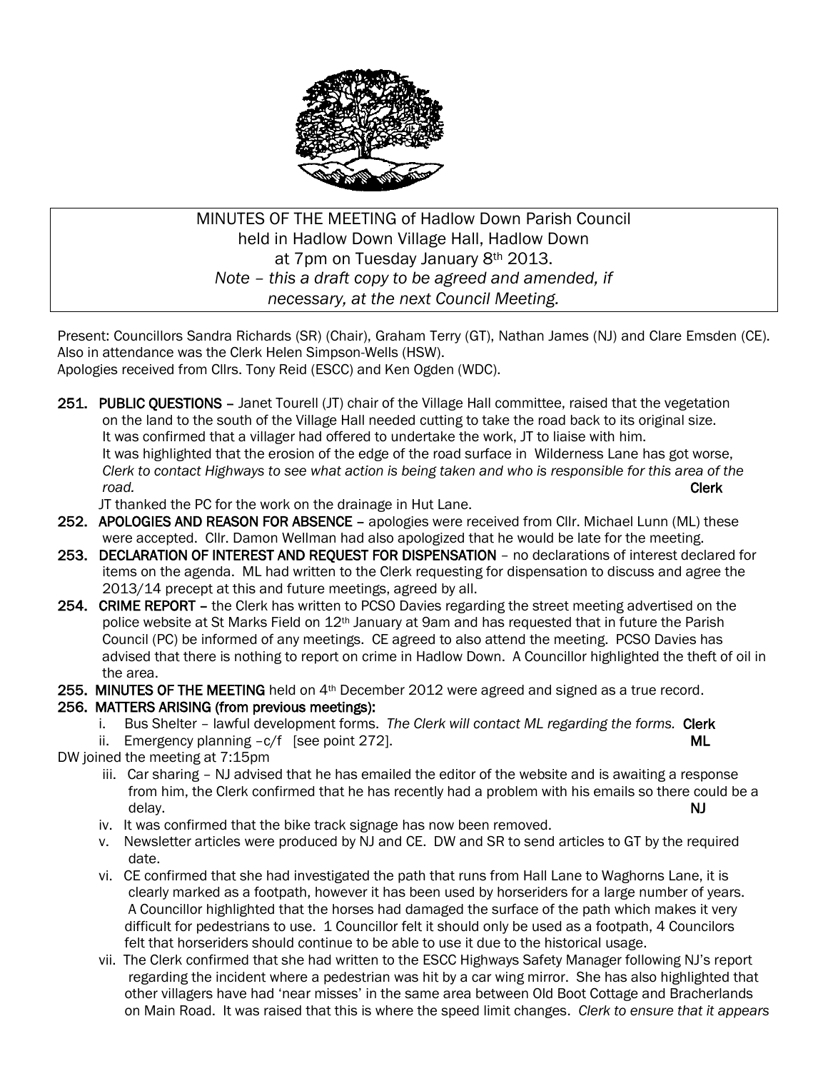MINUTES OF THE MEETING of Hadlow Down Parish Council
held in Hadlow Down Village Hall, Hadlow Down
at 7pm on Tuesday January 8th 2013.
*Note – this a draft copy to be agreed and amended, if necessary, at the next Council Meeting.*

Present: Councillors Sandra Richards (SR) (Chair), Graham Terry (GT), Nathan James (NJ) and Clare Emsden (CE). Also in attendance was the Clerk Helen Simpson-Wells (HSW).
Apologies received from Cllrs. Tony Reid (ESCC) and Ken Ogden (WDC).

**251. PUBLIC QUESTIONS** – Janet Tourell (JT) chair of the Village Hall committee, raised that the vegetation on the land to the south of the Village Hall needed cutting to take the road back to its original size. It was confirmed that a villager had offered to undertake the work, JT to liaise with him.
It was highlighted that the erosion of the edge of the road surface in Wilderness Lane has got worse, *Clerk to contact Highways to see what action is being taken and who is responsible for this area of the road.* **Clerk**
JT thanked the PC for the work on the drainage in Hut Lane.

**252. APOLOGIES AND REASON FOR ABSENCE** – apologies were received from Cllr. Michael Lunn (ML) these were accepted. Cllr. Damon Wellman had also apologized that he would be late for the meeting.

**253. DECLARATION OF INTEREST AND REQUEST FOR DISPENSATION** – no declarations of interest declared for items on the agenda. ML had written to the Clerk requesting for dispensation to discuss and agree the 2013/14 precept at this and future meetings, agreed by all.

**254. CRIME REPORT** – the Clerk has written to PCSO Davies regarding the street meeting advertised on the police website at St Marks Field on 12th January at 9am and has requested that in future the Parish Council (PC) be informed of any meetings. CE agreed to also attend the meeting. PCSO Davies has advised that there is nothing to report on crime in Hadlow Down. A Councillor highlighted the theft of oil in the area.

**255. MINUTES OF THE MEETING** held on 4th December 2012 were agreed and signed as a true record.

**256. MATTERS ARISING (from previous meetings):**

i. Bus Shelter – lawful development forms. *The Clerk will contact ML regarding the forms.* **Clerk**

ii. Emergency planning –c/f [see point 272]. **ML**

DW joined the meeting at 7:15pm

iii. Car sharing – NJ advised that he has emailed the editor of the website and is awaiting a response from him, the Clerk confirmed that he has recently had a problem with his emails so there could be a delay. **NJ**

iv. It was confirmed that the bike track signage has now been removed.

v. Newsletter articles were produced by NJ and CE. DW and SR to send articles to GT by the required date.

vi. CE confirmed that she had investigated the path that runs from Hall Lane to Waghorns Lane, it is clearly marked as a footpath, however it has been used by horseriders for a large number of years. A Councillor highlighted that the horses had damaged the surface of the path which makes it very difficult for pedestrians to use. 1 Councillor felt it should only be used as a footpath, 4 Councilors felt that horseriders should continue to be able to use it due to the historical usage.

vii. The Clerk confirmed that she had written to the ESCC Highways Safety Manager following NJ's report regarding the incident where a pedestrian was hit by a car wing mirror. She has also highlighted that other villagers have had 'near misses' in the same area between Old Boot Cottage and Bracherlands on Main Road. It was raised that this is where the speed limit changes. *Clerk to ensure that it appears*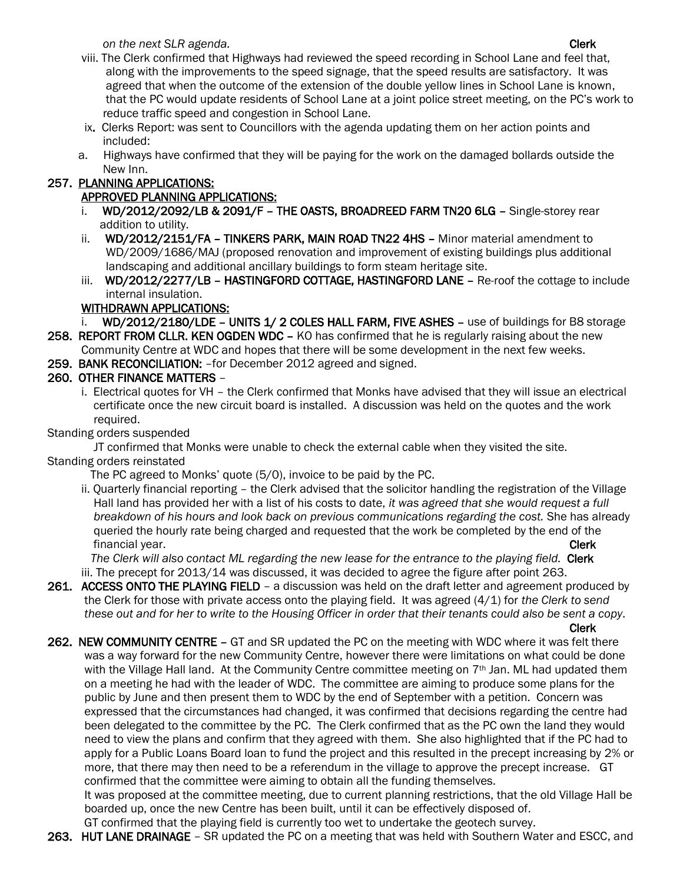*on the next SLR agenda.* **Clerk**

viii. The Clerk confirmed that Highways had reviewed the speed recording in School Lane and feel that, along with the improvements to the speed signage, that the speed results are satisfactory. It was agreed that when the outcome of the extension of the double yellow lines in School Lane is known, that the PC would update residents of School Lane at a joint police street meeting, on the PC's work to reduce traffic speed and congestion in School Lane.

ix. Clerks Report: was sent to Councillors with the agenda updating them on her action points and included:

a. Highways have confirmed that they will be paying for the work on the damaged bollards outside the New Inn.

**257. PLANNING APPLICATIONS:**

**APPROVED PLANNING APPLICATIONS:**

i. **WD/2012/2092/LB & 2091/F – THE OASTS, BROADREED FARM TN20 6LG –** Single-storey rear addition to utility.

ii. **WD/2012/2151/FA – TINKERS PARK, MAIN ROAD TN22 4HS –** Minor material amendment to WD/2009/1686/MAJ (proposed renovation and improvement of existing buildings plus additional landscaping and additional ancillary buildings to form steam heritage site.

iii. **WD/2012/2277/LB – HASTINGFORD COTTAGE, HASTINGFORD LANE –** Re-roof the cottage to include internal insulation.

**WITHDRAWN APPLICATIONS:**

i. **WD/2012/2180/LDE – UNITS 1/ 2 COLES HALL FARM, FIVE ASHES –** use of buildings for B8 storage

**258. REPORT FROM CLLR. KEN OGDEN WDC –** KO has confirmed that he is regularly raising about the new Community Centre at WDC and hopes that there will be some development in the next few weeks.

**259. BANK RECONCILIATION:** –for December 2012 agreed and signed.

**260. OTHER FINANCE MATTERS –**

i. Electrical quotes for VH – the Clerk confirmed that Monks have advised that they will issue an electrical certificate once the new circuit board is installed. A discussion was held on the quotes and the work required.

Standing orders suspended

JT confirmed that Monks were unable to check the external cable when they visited the site.

Standing orders reinstated

The PC agreed to Monks' quote (5/0), invoice to be paid by the PC.

ii. Quarterly financial reporting – the Clerk advised that the solicitor handling the registration of the Village Hall land has provided her with a list of his costs to date, *it was agreed that she would request a full breakdown of his hours and look back on previous communications regarding the cost.* She has already queried the hourly rate being charged and requested that the work be completed by the end of the financial year. **Clerk**

*The Clerk will also contact ML regarding the new lease for the entrance to the playing field.* **Clerk**

iii. The precept for 2013/14 was discussed, it was decided to agree the figure after point 263.

**261. ACCESS ONTO THE PLAYING FIELD** – a discussion was held on the draft letter and agreement produced by the Clerk for those with private access onto the playing field. It was agreed (4/1) for *the Clerk to send these out and for her to write to the Housing Officer in order that their tenants could also be sent a copy.* **Clerk**

**262. NEW COMMUNITY CENTRE –** GT and SR updated the PC on the meeting with WDC where it was felt there was a way forward for the new Community Centre, however there were limitations on what could be done with the Village Hall land. At the Community Centre committee meeting on 7th Jan. ML had updated them on a meeting he had with the leader of WDC. The committee are aiming to produce some plans for the public by June and then present them to WDC by the end of September with a petition. Concern was expressed that the circumstances had changed, it was confirmed that decisions regarding the centre had been delegated to the committee by the PC. The Clerk confirmed that as the PC own the land they would need to view the plans and confirm that they agreed with them. She also highlighted that if the PC had to apply for a Public Loans Board loan to fund the project and this resulted in the precept increasing by 2% or more, that there may then need to be a referendum in the village to approve the precept increase. GT confirmed that the committee were aiming to obtain all the funding themselves.

It was proposed at the committee meeting, due to current planning restrictions, that the old Village Hall be boarded up, once the new Centre has been built, until it can be effectively disposed of.

GT confirmed that the playing field is currently too wet to undertake the geotech survey.

**263. HUT LANE DRAINAGE** – SR updated the PC on a meeting that was held with Southern Water and ESCC, and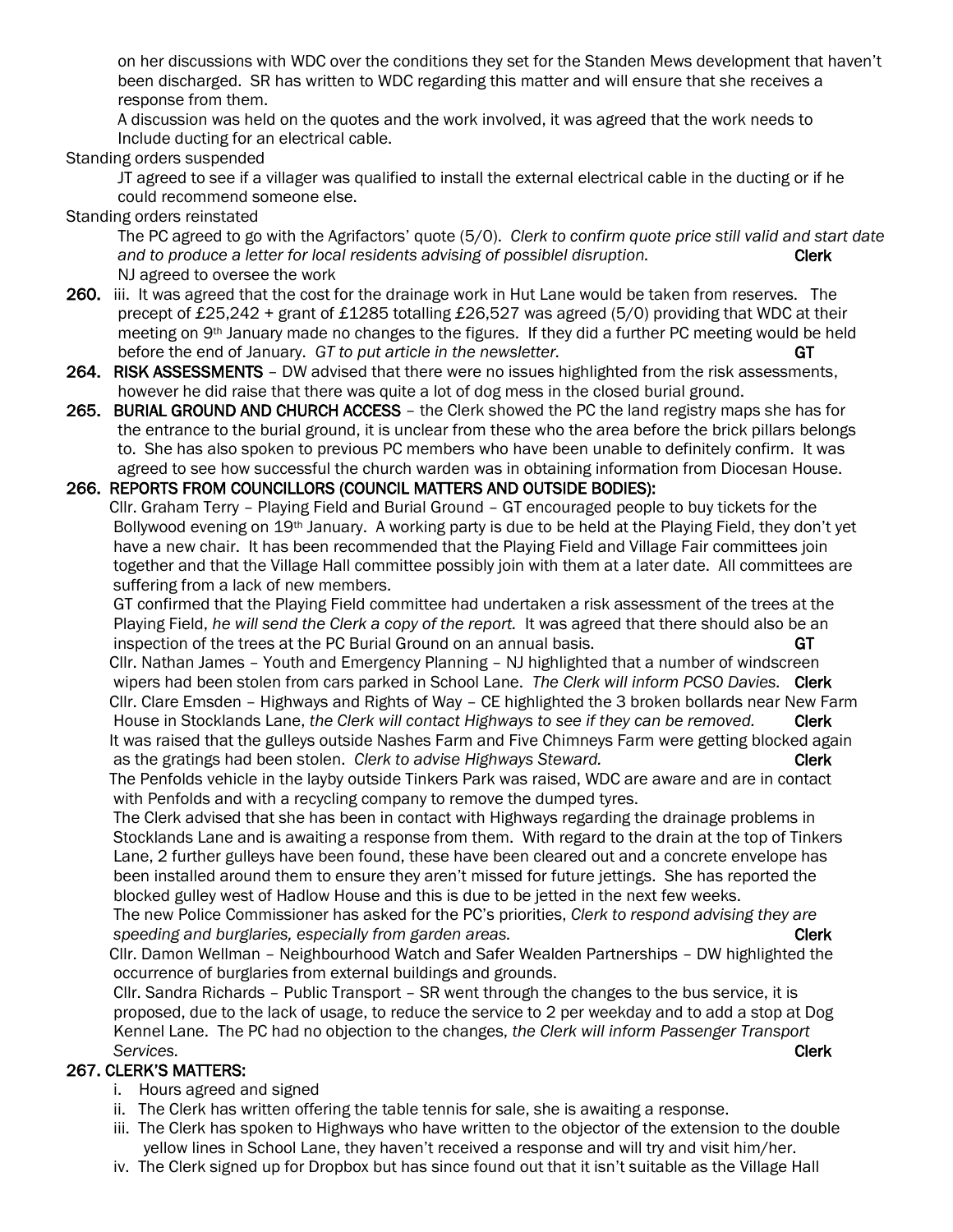on her discussions with WDC over the conditions they set for the Standen Mews development that haven't been discharged. SR has written to WDC regarding this matter and will ensure that she receives a response from them.

A discussion was held on the quotes and the work involved, it was agreed that the work needs to Include ducting for an electrical cable.

Standing orders suspended

JT agreed to see if a villager was qualified to install the external electrical cable in the ducting or if he could recommend someone else.

Standing orders reinstated

The PC agreed to go with the Agrifactors' quote (5/0). *Clerk to confirm quote price still valid and start date and to produce a letter for local residents advising of possiblel disruption.* **Clerk**

NJ agreed to oversee the work

**260.** iii. It was agreed that the cost for the drainage work in Hut Lane would be taken from reserves. The precept of £25,242 + grant of £1285 totalling £26,527 was agreed (5/0) providing that WDC at their meeting on 9th January made no changes to the figures. If they did a further PC meeting would be held before the end of January. *GT to put article in the newsletter.* **GT**

**264. RISK ASSESSMENTS** – DW advised that there were no issues highlighted from the risk assessments, however he did raise that there was quite a lot of dog mess in the closed burial ground.

**265. BURIAL GROUND AND CHURCH ACCESS** – the Clerk showed the PC the land registry maps she has for the entrance to the burial ground, it is unclear from these who the area before the brick pillars belongs to. She has also spoken to previous PC members who have been unable to definitely confirm. It was agreed to see how successful the church warden was in obtaining information from Diocesan House.

**266. REPORTS FROM COUNCILLORS (COUNCIL MATTERS AND OUTSIDE BODIES):**

Cllr. Graham Terry – Playing Field and Burial Ground – GT encouraged people to buy tickets for the Bollywood evening on 19th January. A working party is due to be held at the Playing Field, they don't yet have a new chair. It has been recommended that the Playing Field and Village Fair committees join together and that the Village Hall committee possibly join with them at a later date. All committees are suffering from a lack of new members.

GT confirmed that the Playing Field committee had undertaken a risk assessment of the trees at the Playing Field, *he will send the Clerk a copy of the report.* It was agreed that there should also be an inspection of the trees at the PC Burial Ground on an annual basis. **GT**

Cllr. Nathan James – Youth and Emergency Planning – NJ highlighted that a number of windscreen wipers had been stolen from cars parked in School Lane. *The Clerk will inform PCSO Davies.* **Clerk**

Cllr. Clare Emsden – Highways and Rights of Way – CE highlighted the 3 broken bollards near New Farm House in Stocklands Lane, *the Clerk will contact Highways to see if they can be removed.* **Clerk**

It was raised that the gulleys outside Nashes Farm and Five Chimneys Farm were getting blocked again as the gratings had been stolen. *Clerk to advise Highways Steward.* **Clerk**

The Penfolds vehicle in the layby outside Tinkers Park was raised, WDC are aware and are in contact with Penfolds and with a recycling company to remove the dumped tyres.

The Clerk advised that she has been in contact with Highways regarding the drainage problems in Stocklands Lane and is awaiting a response from them. With regard to the drain at the top of Tinkers Lane, 2 further gulleys have been found, these have been cleared out and a concrete envelope has been installed around them to ensure they aren't missed for future jettings. She has reported the blocked gulley west of Hadlow House and this is due to be jetted in the next few weeks.

The new Police Commissioner has asked for the PC's priorities, *Clerk to respond advising they are speeding and burglaries, especially from garden areas.* **Clerk**

Cllr. Damon Wellman – Neighbourhood Watch and Safer Wealden Partnerships – DW highlighted the occurrence of burglaries from external buildings and grounds.

Cllr. Sandra Richards – Public Transport – SR went through the changes to the bus service, it is proposed, due to the lack of usage, to reduce the service to 2 per weekday and to add a stop at Dog Kennel Lane. The PC had no objection to the changes, *the Clerk will inform Passenger Transport Services.* **Clerk**

**267. CLERK'S MATTERS:**

i. Hours agreed and signed

ii. The Clerk has written offering the table tennis for sale, she is awaiting a response.

iii. The Clerk has spoken to Highways who have written to the objector of the extension to the double yellow lines in School Lane, they haven't received a response and will try and visit him/her.

iv. The Clerk signed up for Dropbox but has since found out that it isn't suitable as the Village Hall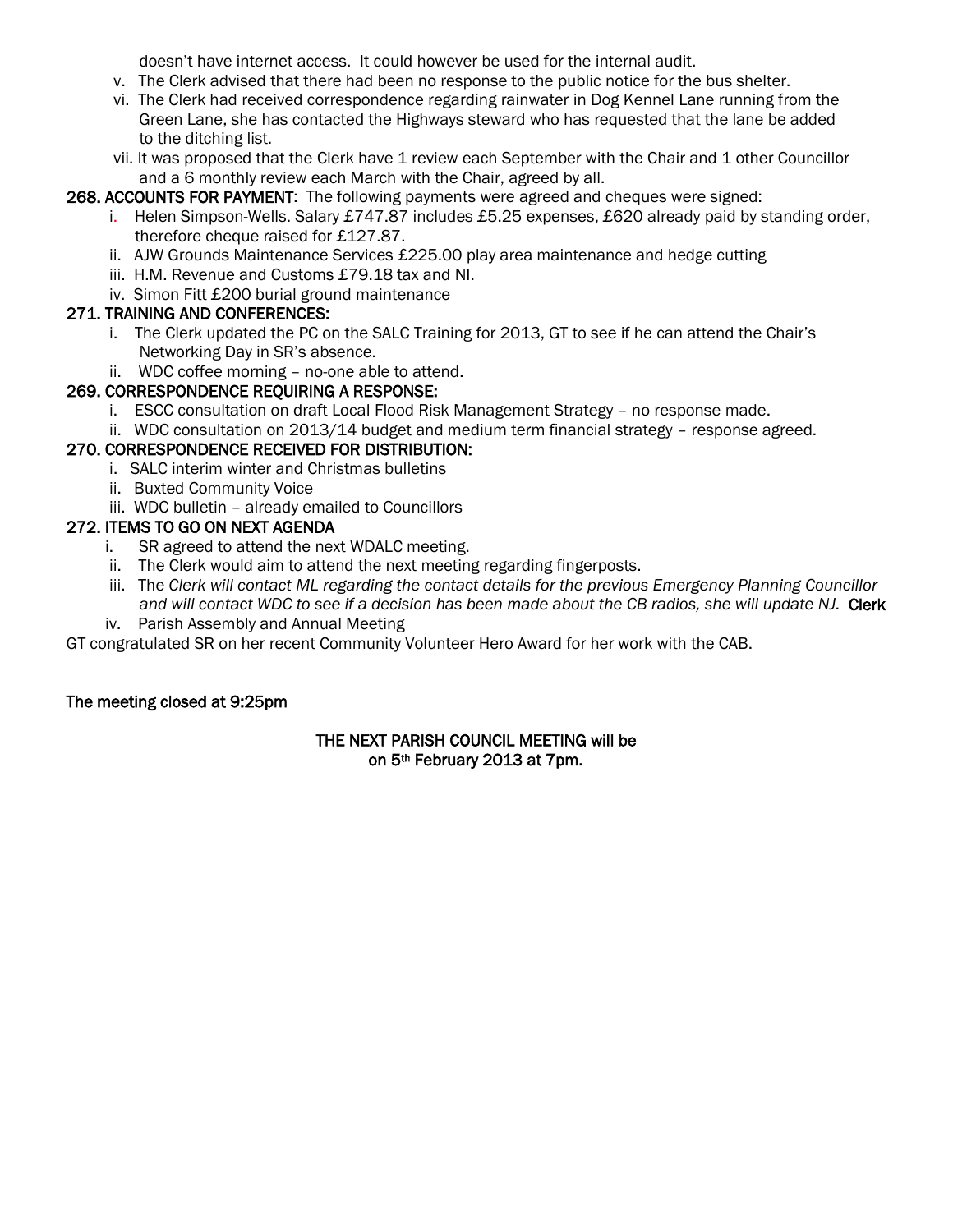doesn't have internet access. It could however be used for the internal audit.

v. The Clerk advised that there had been no response to the public notice for the bus shelter.

vi. The Clerk had received correspondence regarding rainwater in Dog Kennel Lane running from the Green Lane, she has contacted the Highways steward who has requested that the lane be added to the ditching list.

vii. It was proposed that the Clerk have 1 review each September with the Chair and 1 other Councillor and a 6 monthly review each March with the Chair, agreed by all.

**268. ACCOUNTS FOR PAYMENT**: The following payments were agreed and cheques were signed:

i. Helen Simpson-Wells. Salary £747.87 includes £5.25 expenses, £620 already paid by standing order, therefore cheque raised for £127.87.

ii. AJW Grounds Maintenance Services £225.00 play area maintenance and hedge cutting

iii. H.M. Revenue and Customs £79.18 tax and NI.

iv. Simon Fitt £200 burial ground maintenance

**271. TRAINING AND CONFERENCES:**

i. The Clerk updated the PC on the SALC Training for 2013, GT to see if he can attend the Chair's Networking Day in SR's absence.

ii. WDC coffee morning – no-one able to attend.

**269. CORRESPONDENCE REQUIRING A RESPONSE:**

i. ESCC consultation on draft Local Flood Risk Management Strategy – no response made.

ii. WDC consultation on 2013/14 budget and medium term financial strategy – response agreed.

**270. CORRESPONDENCE RECEIVED FOR DISTRIBUTION:**

i. SALC interim winter and Christmas bulletins

ii. Buxted Community Voice

iii. WDC bulletin – already emailed to Councillors

**272. ITEMS TO GO ON NEXT AGENDA**

i. SR agreed to attend the next WDALC meeting.

ii. The Clerk would aim to attend the next meeting regarding fingerposts.

iii. The *Clerk will contact ML regarding the contact details for the previous Emergency Planning Councillor and will contact WDC to see if a decision has been made about the CB radios, she will update NJ.* **Clerk**

iv. Parish Assembly and Annual Meeting

GT congratulated SR on her recent Community Volunteer Hero Award for her work with the CAB.

**The meeting closed at 9:25pm**

**THE NEXT PARISH COUNCIL MEETING will be on 5th February 2013 at 7pm.**